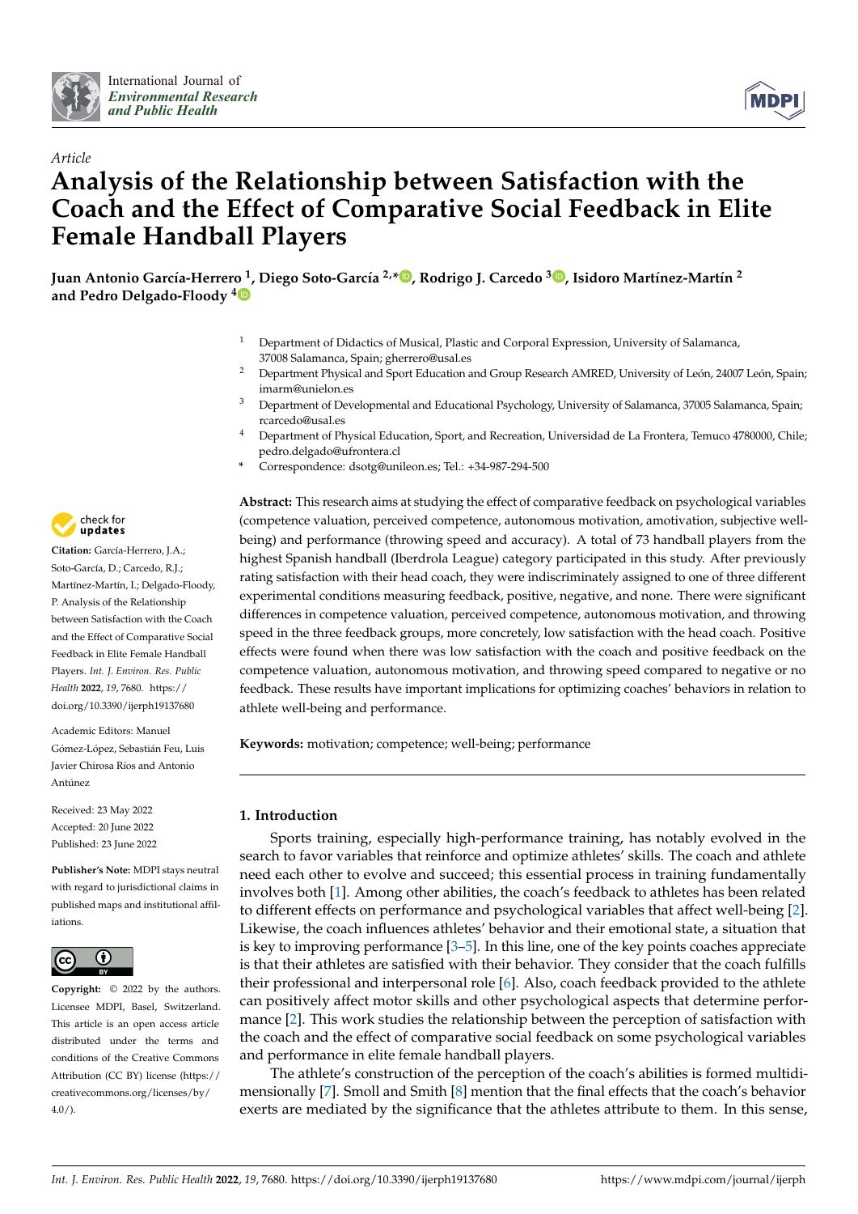*Article*

# Analysis of the Relationship between Satisfaction with the Coach and the Effect of Comparative Social Feedback in Elite Female Handball Players

**Juan Antonio García-Herrero [1], Diego Soto-García [2,*], Rodrigo J. Carcedo [3], Isidoro Martínez-Martín [2] and Pedro Delgado-Floody [4]**

1 Department of Didactics of Musical, Plastic and Corporal Expression, University of Salamanca, 37008 Salamanca, Spain; gherrero@usal.es
2 Department Physical and Sport Education and Group Research AMRED, University of León, 24007 León, Spain; imarm@unielon.es
3 Department of Developmental and Educational Psychology, University of Salamanca, 37005 Salamanca, Spain; rcarcedo@usal.es
4 Department of Physical Education, Sport, and Recreation, Universidad de La Frontera, Temuco 4780000, Chile; pedro.delgado@ufrontera.cl
* Correspondence: dsotg@unileon.es; Tel.: +34-987-294-500

**Citation:** García-Herrero, J.A.; Soto-García, D.; Carcedo, R.J.; Martínez-Martín, I.; Delgado-Floody, P. Analysis of the Relationship between Satisfaction with the Coach and the Effect of Comparative Social Feedback in Elite Female Handball Players. *Int. J. Environ. Res. Public Health* **2022**, *19*, 7680. https://doi.org/10.3390/ijerph19137680

Academic Editors: Manuel Gómez-López, Sebastián Feu, Luis Javier Chirosa Ríos and Antonio Antúnez

Received: 23 May 2022
Accepted: 20 June 2022
Published: 23 June 2022

**Publisher's Note:** MDPI stays neutral with regard to jurisdictional claims in published maps and institutional affiliations.

**Copyright:** © 2022 by the authors. Licensee MDPI, Basel, Switzerland. This article is an open access article distributed under the terms and conditions of the Creative Commons Attribution (CC BY) license (https://creativecommons.org/licenses/by/4.0/).

**Abstract:** This research aims at studying the effect of comparative feedback on psychological variables (competence valuation, perceived competence, autonomous motivation, amotivation, subjective well-being) and performance (throwing speed and accuracy). A total of 73 handball players from the highest Spanish handball (Iberdrola League) category participated in this study. After previously rating satisfaction with their head coach, they were indiscriminately assigned to one of three different experimental conditions measuring feedback, positive, negative, and none. There were significant differences in competence valuation, perceived competence, autonomous motivation, and throwing speed in the three feedback groups, more concretely, low satisfaction with the head coach. Positive effects were found when there was low satisfaction with the coach and positive feedback on the competence valuation, autonomous motivation, and throwing speed compared to negative or no feedback. These results have important implications for optimizing coaches' behaviors in relation to athlete well-being and performance.

**Keywords:** motivation; competence; well-being; performance

## 1. Introduction

Sports training, especially high-performance training, has notably evolved in the search to favor variables that reinforce and optimize athletes' skills. The coach and athlete need each other to evolve and succeed; this essential process in training fundamentally involves both [1]. Among other abilities, the coach's feedback to athletes has been related to different effects on performance and psychological variables that affect well-being [2]. Likewise, the coach influences athletes' behavior and their emotional state, a situation that is key to improving performance [3–5]. In this line, one of the key points coaches appreciate is that their athletes are satisfied with their behavior. They consider that the coach fulfills their professional and interpersonal role [6]. Also, coach feedback provided to the athlete can positively affect motor skills and other psychological aspects that determine performance [2]. This work studies the relationship between the perception of satisfaction with the coach and the effect of comparative social feedback on some psychological variables and performance in elite female handball players.

The athlete's construction of the perception of the coach's abilities is formed multidimensionally [7]. Smoll and Smith [8] mention that the final effects that the coach's behavior exerts are mediated by the significance that the athletes attribute to them. In this sense,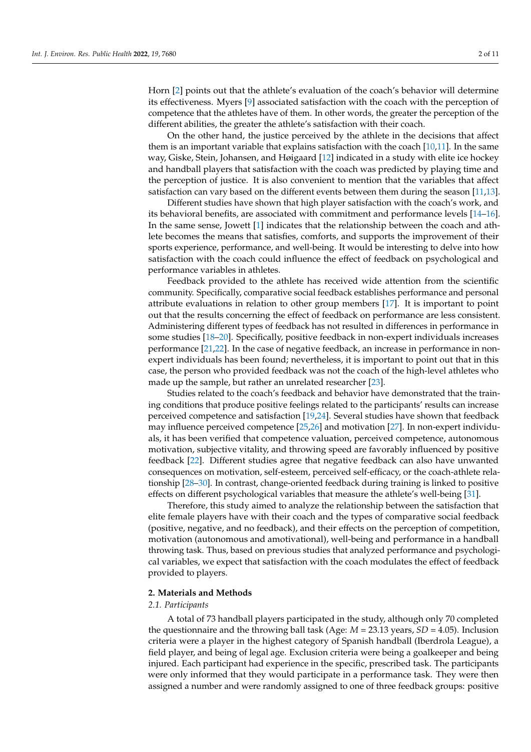Horn [2] points out that the athlete's evaluation of the coach's behavior will determine its effectiveness. Myers [9] associated satisfaction with the coach with the perception of competence that the athletes have of them. In other words, the greater the perception of the different abilities, the greater the athlete's satisfaction with their coach.

On the other hand, the justice perceived by the athlete in the decisions that affect them is an important variable that explains satisfaction with the coach [10,11]. In the same way, Giske, Stein, Johansen, and Høigaard [12] indicated in a study with elite ice hockey and handball players that satisfaction with the coach was predicted by playing time and the perception of justice. It is also convenient to mention that the variables that affect satisfaction can vary based on the different events between them during the season [11,13].

Different studies have shown that high player satisfaction with the coach's work, and its behavioral benefits, are associated with commitment and performance levels [14–16]. In the same sense, Jowett [1] indicates that the relationship between the coach and athlete becomes the means that satisfies, comforts, and supports the improvement of their sports experience, performance, and well-being. It would be interesting to delve into how satisfaction with the coach could influence the effect of feedback on psychological and performance variables in athletes.

Feedback provided to the athlete has received wide attention from the scientific community. Specifically, comparative social feedback establishes performance and personal attribute evaluations in relation to other group members [17]. It is important to point out that the results concerning the effect of feedback on performance are less consistent. Administering different types of feedback has not resulted in differences in performance in some studies [18–20]. Specifically, positive feedback in non-expert individuals increases performance [21,22]. In the case of negative feedback, an increase in performance in non-expert individuals has been found; nevertheless, it is important to point out that in this case, the person who provided feedback was not the coach of the high-level athletes who made up the sample, but rather an unrelated researcher [23].

Studies related to the coach's feedback and behavior have demonstrated that the training conditions that produce positive feelings related to the participants' results can increase perceived competence and satisfaction [19,24]. Several studies have shown that feedback may influence perceived competence [25,26] and motivation [27]. In non-expert individuals, it has been verified that competence valuation, perceived competence, autonomous motivation, subjective vitality, and throwing speed are favorably influenced by positive feedback [22]. Different studies agree that negative feedback can also have unwanted consequences on motivation, self-esteem, perceived self-efficacy, or the coach-athlete relationship [28–30]. In contrast, change-oriented feedback during training is linked to positive effects on different psychological variables that measure the athlete's well-being [31].

Therefore, this study aimed to analyze the relationship between the satisfaction that elite female players have with their coach and the types of comparative social feedback (positive, negative, and no feedback), and their effects on the perception of competition, motivation (autonomous and amotivational), well-being and performance in a handball throwing task. Thus, based on previous studies that analyzed performance and psychological variables, we expect that satisfaction with the coach modulates the effect of feedback provided to players.

## 2. Materials and Methods

### *2.1. Participants*

A total of 73 handball players participated in the study, although only 70 completed the questionnaire and the throwing ball task (Age: $M = 23.13$ years, $SD = 4.05$). Inclusion criteria were a player in the highest category of Spanish handball (Iberdrola League), a field player, and being of legal age. Exclusion criteria were being a goalkeeper and being injured. Each participant had experience in the specific, prescribed task. The participants were only informed that they would participate in a performance task. They were then assigned a number and were randomly assigned to one of three feedback groups: positive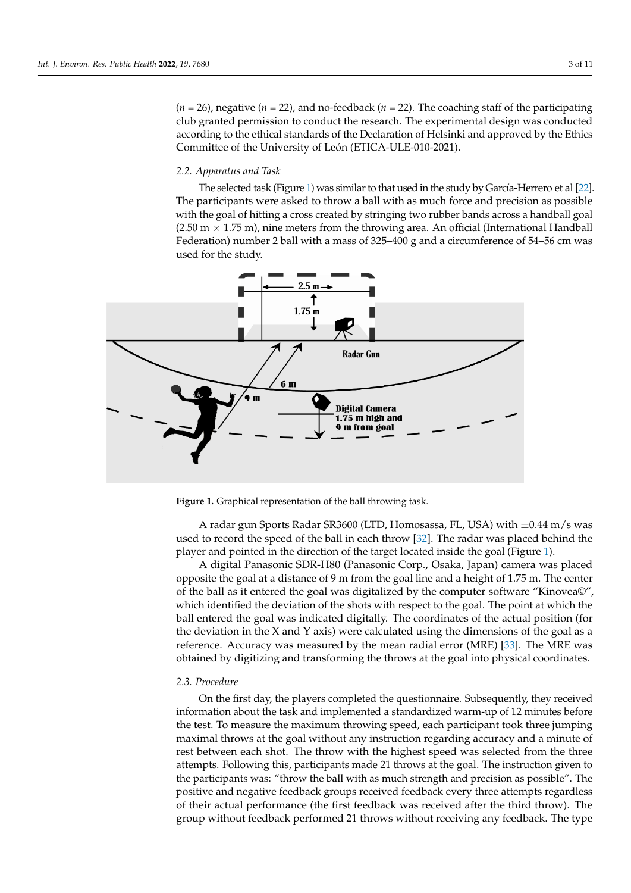($n$ = 26), negative ($n$ = 22), and no-feedback ($n$ = 22). The coaching staff of the participating club granted permission to conduct the research. The experimental design was conducted according to the ethical standards of the Declaration of Helsinki and approved by the Ethics Committee of the University of León (ETICA-ULE-010-2021).

### *2.2. Apparatus and Task*

The selected task (Figure 1) was similar to that used in the study by García-Herrero et al [22]. The participants were asked to throw a ball with as much force and precision as possible with the goal of hitting a cross created by stringing two rubber bands across a handball goal (2.50 m × 1.75 m), nine meters from the throwing area. An official (International Handball Federation) number 2 ball with a mass of 325–400 g and a circumference of 54–56 cm was used for the study.

**Figure 1.** Graphical representation of the ball throwing task.

A radar gun Sports Radar SR3600 (LTD, Homosassa, FL, USA) with ±0.44 m/s was used to record the speed of the ball in each throw [32]. The radar was placed behind the player and pointed in the direction of the target located inside the goal (Figure 1).

A digital Panasonic SDR-H80 (Panasonic Corp., Osaka, Japan) camera was placed opposite the goal at a distance of 9 m from the goal line and a height of 1.75 m. The center of the ball as it entered the goal was digitalized by the computer software "Kinovea©", which identified the deviation of the shots with respect to the goal. The point at which the ball entered the goal was indicated digitally. The coordinates of the actual position (for the deviation in the X and Y axis) were calculated using the dimensions of the goal as a reference. Accuracy was measured by the mean radial error (MRE) [33]. The MRE was obtained by digitizing and transforming the throws at the goal into physical coordinates.

### *2.3. Procedure*

On the first day, the players completed the questionnaire. Subsequently, they received information about the task and implemented a standardized warm-up of 12 minutes before the test. To measure the maximum throwing speed, each participant took three jumping maximal throws at the goal without any instruction regarding accuracy and a minute of rest between each shot. The throw with the highest speed was selected from the three attempts. Following this, participants made 21 throws at the goal. The instruction given to the participants was: "throw the ball with as much strength and precision as possible". The positive and negative feedback groups received feedback every three attempts regardless of their actual performance (the first feedback was received after the third throw). The group without feedback performed 21 throws without receiving any feedback. The type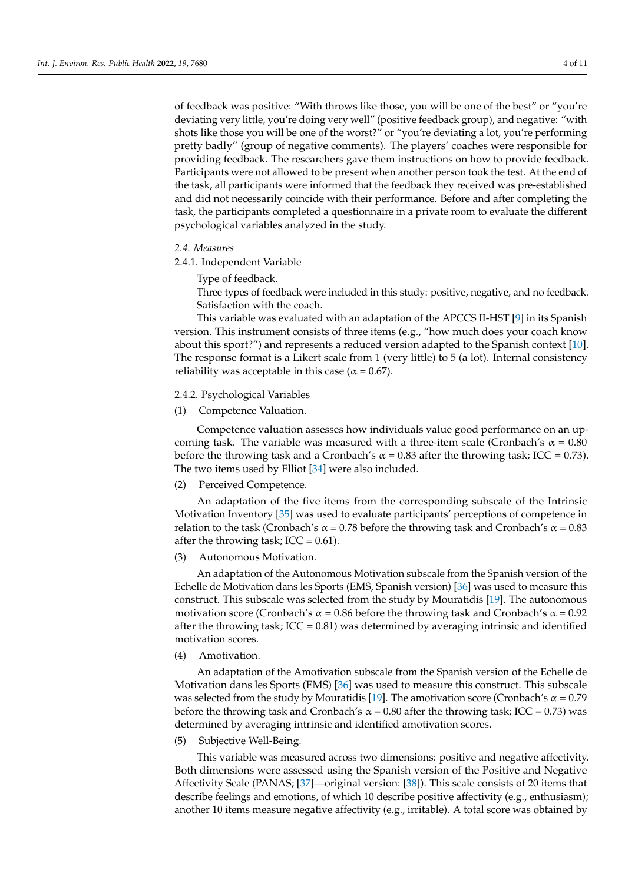of feedback was positive: "With throws like those, you will be one of the best" or "you're deviating very little, you're doing very well" (positive feedback group), and negative: "with shots like those you will be one of the worst?" or "you're deviating a lot, you're performing pretty badly" (group of negative comments). The players' coaches were responsible for providing feedback. The researchers gave them instructions on how to provide feedback. Participants were not allowed to be present when another person took the test. At the end of the task, all participants were informed that the feedback they received was pre-established and did not necessarily coincide with their performance. Before and after completing the task, the participants completed a questionnaire in a private room to evaluate the different psychological variables analyzed in the study.

### *2.4. Measures*

#### 2.4.1. Independent Variable

Type of feedback.

Three types of feedback were included in this study: positive, negative, and no feedback.

Satisfaction with the coach.

This variable was evaluated with an adaptation of the APCCS II-HST [9] in its Spanish version. This instrument consists of three items (e.g., "how much does your coach know about this sport?") and represents a reduced version adapted to the Spanish context [10]. The response format is a Likert scale from 1 (very little) to 5 (a lot). Internal consistency reliability was acceptable in this case ($\alpha = 0.67$).

#### 2.4.2. Psychological Variables

(1) Competence Valuation.

Competence valuation assesses how individuals value good performance on an upcoming task. The variable was measured with a three-item scale (Cronbach's $\alpha = 0.80$ before the throwing task and a Cronbach's $\alpha = 0.83$ after the throwing task; ICC = 0.73). The two items used by Elliot [34] were also included.

(2) Perceived Competence.

An adaptation of the five items from the corresponding subscale of the Intrinsic Motivation Inventory [35] was used to evaluate participants' perceptions of competence in relation to the task (Cronbach's $\alpha = 0.78$ before the throwing task and Cronbach's $\alpha = 0.83$ after the throwing task; ICC = 0.61).

(3) Autonomous Motivation.

An adaptation of the Autonomous Motivation subscale from the Spanish version of the Echelle de Motivation dans les Sports (EMS, Spanish version) [36] was used to measure this construct. This subscale was selected from the study by Mouratidis [19]. The autonomous motivation score (Cronbach's $\alpha = 0.86$ before the throwing task and Cronbach's $\alpha = 0.92$ after the throwing task; ICC = 0.81) was determined by averaging intrinsic and identified motivation scores.

(4) Amotivation.

An adaptation of the Amotivation subscale from the Spanish version of the Echelle de Motivation dans les Sports (EMS) [36] was used to measure this construct. This subscale was selected from the study by Mouratidis [19]. The amotivation score (Cronbach's $\alpha = 0.79$ before the throwing task and Cronbach's $\alpha = 0.80$ after the throwing task; ICC = 0.73) was determined by averaging intrinsic and identified amotivation scores.

(5) Subjective Well-Being.

This variable was measured across two dimensions: positive and negative affectivity. Both dimensions were assessed using the Spanish version of the Positive and Negative Affectivity Scale (PANAS; [37]—original version: [38]). This scale consists of 20 items that describe feelings and emotions, of which 10 describe positive affectivity (e.g., enthusiasm); another 10 items measure negative affectivity (e.g., irritable). A total score was obtained by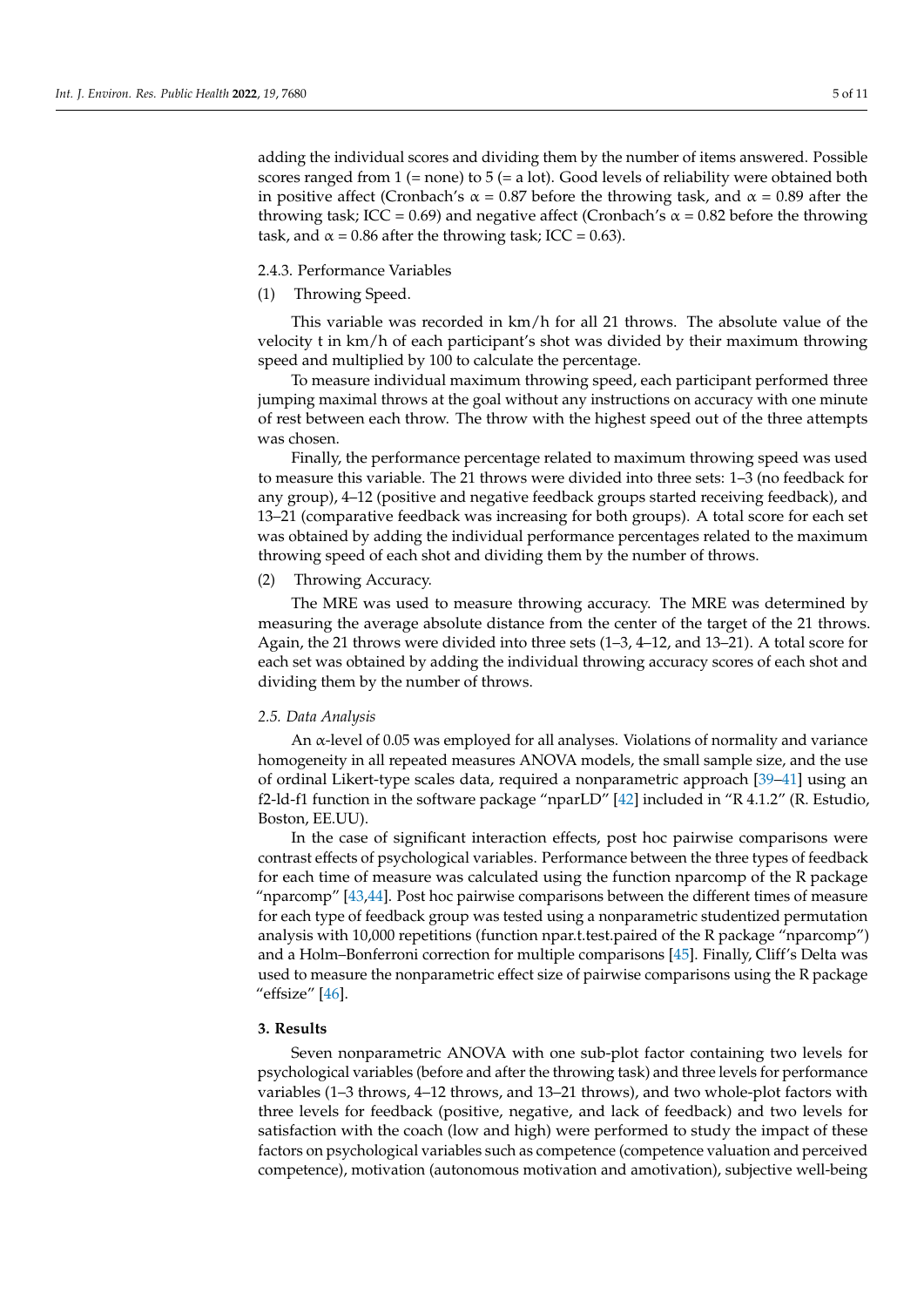adding the individual scores and dividing them by the number of items answered. Possible scores ranged from 1 (= none) to 5 (= a lot). Good levels of reliability were obtained both in positive affect (Cronbach's $\alpha$ = 0.87 before the throwing task, and $\alpha$ = 0.89 after the throwing task; ICC = 0.69) and negative affect (Cronbach's $\alpha$ = 0.82 before the throwing task, and $\alpha$ = 0.86 after the throwing task; ICC = 0.63).

#### 2.4.3. Performance Variables

(1) Throwing Speed.

This variable was recorded in km/h for all 21 throws. The absolute value of the velocity t in km/h of each participant's shot was divided by their maximum throwing speed and multiplied by 100 to calculate the percentage.

To measure individual maximum throwing speed, each participant performed three jumping maximal throws at the goal without any instructions on accuracy with one minute of rest between each throw. The throw with the highest speed out of the three attempts was chosen.

Finally, the performance percentage related to maximum throwing speed was used to measure this variable. The 21 throws were divided into three sets: 1–3 (no feedback for any group), 4–12 (positive and negative feedback groups started receiving feedback), and 13–21 (comparative feedback was increasing for both groups). A total score for each set was obtained by adding the individual performance percentages related to the maximum throwing speed of each shot and dividing them by the number of throws.

(2) Throwing Accuracy.

The MRE was used to measure throwing accuracy. The MRE was determined by measuring the average absolute distance from the center of the target of the 21 throws. Again, the 21 throws were divided into three sets (1–3, 4–12, and 13–21). A total score for each set was obtained by adding the individual throwing accuracy scores of each shot and dividing them by the number of throws.

### *2.5. Data Analysis*

An $\alpha$-level of 0.05 was employed for all analyses. Violations of normality and variance homogeneity in all repeated measures ANOVA models, the small sample size, and the use of ordinal Likert-type scales data, required a nonparametric approach [39–41] using an f2-ld-f1 function in the software package "nparLD" [42] included in "R 4.1.2" (R. Estudio, Boston, EE.UU).

In the case of significant interaction effects, post hoc pairwise comparisons were contrast effects of psychological variables. Performance between the three types of feedback for each time of measure was calculated using the function nparcomp of the R package "nparcomp" [43,44]. Post hoc pairwise comparisons between the different times of measure for each type of feedback group was tested using a nonparametric studentized permutation analysis with 10,000 repetitions (function npar.t.test.paired of the R package "nparcomp") and a Holm–Bonferroni correction for multiple comparisons [45]. Finally, Cliff's Delta was used to measure the nonparametric effect size of pairwise comparisons using the R package "effsize" [46].

## 3. Results

Seven nonparametric ANOVA with one sub-plot factor containing two levels for psychological variables (before and after the throwing task) and three levels for performance variables (1–3 throws, 4–12 throws, and 13–21 throws), and two whole-plot factors with three levels for feedback (positive, negative, and lack of feedback) and two levels for satisfaction with the coach (low and high) were performed to study the impact of these factors on psychological variables such as competence (competence valuation and perceived competence), motivation (autonomous motivation and amotivation), subjective well-being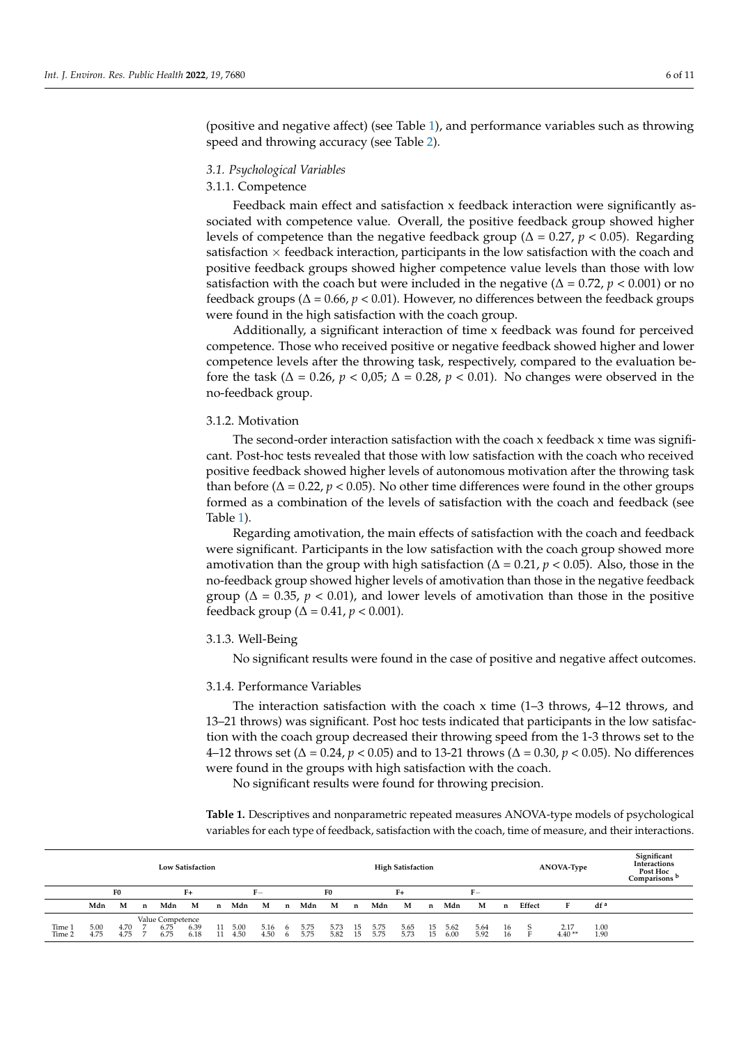(positive and negative affect) (see Table 1), and performance variables such as throwing speed and throwing accuracy (see Table 2).

### 3.1. Psychological Variables

#### 3.1.1. Competence

Feedback main effect and satisfaction x feedback interaction were significantly associated with competence value. Overall, the positive feedback group showed higher levels of competence than the negative feedback group ($\Delta = 0.27$, $p < 0.05$). Regarding satisfaction × feedback interaction, participants in the low satisfaction with the coach and positive feedback groups showed higher competence value levels than those with low satisfaction with the coach but were included in the negative ($\Delta = 0.72$, $p < 0.001$) or no feedback groups ($\Delta = 0.66$, $p < 0.01$). However, no differences between the feedback groups were found in the high satisfaction with the coach group.

Additionally, a significant interaction of time x feedback was found for perceived competence. Those who received positive or negative feedback showed higher and lower competence levels after the throwing task, respectively, compared to the evaluation before the task ($\Delta = 0.26$, $p < 0{,}05$; $\Delta = 0.28$, $p < 0.01$). No changes were observed in the no-feedback group.

#### 3.1.2. Motivation

The second-order interaction satisfaction with the coach x feedback x time was significant. Post-hoc tests revealed that those with low satisfaction with the coach who received positive feedback showed higher levels of autonomous motivation after the throwing task than before ($\Delta = 0.22$, $p < 0.05$). No other time differences were found in the other groups formed as a combination of the levels of satisfaction with the coach and feedback (see Table 1).

Regarding amotivation, the main effects of satisfaction with the coach and feedback were significant. Participants in the low satisfaction with the coach group showed more amotivation than the group with high satisfaction ($\Delta = 0.21$, $p < 0.05$). Also, those in the no-feedback group showed higher levels of amotivation than those in the negative feedback group ($\Delta = 0.35$, $p < 0.01$), and lower levels of amotivation than those in the positive feedback group ($\Delta = 0.41$, $p < 0.001$).

#### 3.1.3. Well-Being

No significant results were found in the case of positive and negative affect outcomes.

#### 3.1.4. Performance Variables

The interaction satisfaction with the coach x time (1–3 throws, 4–12 throws, and 13–21 throws) was significant. Post hoc tests indicated that participants in the low satisfaction with the coach group decreased their throwing speed from the 1-3 throws set to the 4–12 throws set ($\Delta = 0.24$, $p < 0.05$) and to 13-21 throws ($\Delta = 0.30$, $p < 0.05$). No differences were found in the groups with high satisfaction with the coach.

No significant results were found for throwing precision.

**Table 1.** Descriptives and nonparametric repeated measures ANOVA-type models of psychological variables for each type of feedback, satisfaction with the coach, time of measure, and their interactions.

| | Low Satisfaction | | | | | | | | | High Satisfaction | | | | | | | | | ANOVA-Type | | | Significant Interactions Post Hoc Comparisons [b] |
|---|---|---|---|---|---|---|---|---|---|---|---|---|---|---|---|---|---|---|---|---|---|---|
| | F0 | | | F+ | | | F− | | | F0 | | | F+ | | | F− | | | | | | |
| | Mdn | M | n | Mdn | M | n | Mdn | M | n | Mdn | M | n | Mdn | M | n | Mdn | M | n | Effect | F | df [a] | |
| Value Competence | | | | | | | | | | | | | | | | | | | | | | |
| Time 1 | 5.00 | 4.70 | 7 | 6.75 | 6.39 | 11 | 5.00 | 5.16 | 6 | 5.75 | 5.73 | 15 | 5.75 | 5.65 | 15 | 5.62 | 5.64 | 16 | S | 2.17 | 1.00 | |
| Time 2 | 4.75 | 4.75 | 7 | 6.75 | 6.18 | 11 | 4.50 | 4.50 | 6 | 5.75 | 5.82 | 15 | 5.75 | 5.73 | 15 | 6.00 | 5.92 | 16 | F | 4.40 ** | 1.90 | |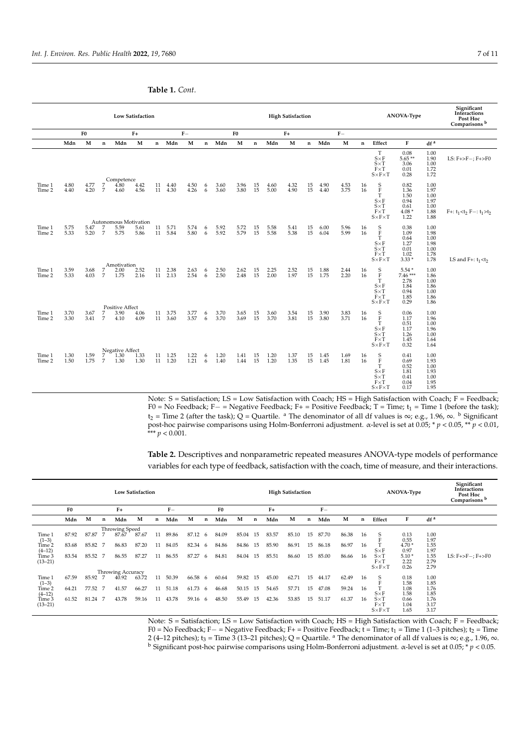**Table 1.** *Cont.*

| | Low Satisfaction | | | | | | | | | High Satisfaction | | | | | | | | | ANOVA-Type | | | Significant Interactions Post Hoc Comparisons [b] |
|---|---|---|---|---|---|---|---|---|---|---|---|---|---|---|---|---|---|---|---|---|---|---|
| | F0 | | | F+ | | | F− | | | F0 | | | F+ | | | F− | | | | | | |
| | Mdn | M | n | Mdn | M | n | Mdn | M | n | Mdn | M | n | Mdn | M | n | Mdn | M | n | Effect | F | df [a] | |
| | | | | | | | | | | | | | | | | | | | T | 0.08 | 1.00 | |
| | | | | | | | | | | | | | | | | | | | S×F | 5.65 ** | 1.90 | LS: F+>F−; F+>F0 |
| | | | | | | | | | | | | | | | | | | | S×T | 3.06 | 1.00 | |
| | | | | | | | | | | | | | | | | | | | F×T | 0.01 | 1.72 | |
| | | | | | | | | | | | | | | | | | | | S×F×T | 0.28 | 1.72 | |
| Competence | | | | | | | | | | | | | | | | | | | | | | |
| Time 1 | 4.80 | 4.77 | 7 | 4.80 | 4.42 | 11 | 4.40 | 4.50 | 6 | 3.60 | 3.96 | 15 | 4.60 | 4.32 | 15 | 4.90 | 4.53 | 16 | S | 0.82 | 1.00 | |
| Time 2 | 4.40 | 4.20 | 7 | 4.60 | 4.56 | 11 | 4.30 | 4.26 | 6 | 3.60 | 3.80 | 15 | 5.00 | 4.90 | 15 | 4.40 | 3.75 | 16 | F | 1.36 | 1.97 | |
| | | | | | | | | | | | | | | | | | | | T | 1.50 | 1.00 | |
| | | | | | | | | | | | | | | | | | | | S×F | 0.94 | 1.97 | |
| | | | | | | | | | | | | | | | | | | | S×T | 0.61 | 1.00 | |
| | | | | | | | | | | | | | | | | | | | F×T | 4.08 * | 1.88 | F+: $t_1$<$t_2$ F−: $t_1$>$t_2$ |
| | | | | | | | | | | | | | | | | | | | S×F×T | 1.22 | 1.88 | |
| Autonomous Motivation | | | | | | | | | | | | | | | | | | | | | | |
| Time 1 | 5.75 | 5.47 | 7 | 5.59 | 5.61 | 11 | 5.71 | 5.74 | 6 | 5.92 | 5.72 | 15 | 5.58 | 5.41 | 15 | 6.00 | 5.96 | 16 | S | 0.38 | 1.00 | |
| Time 2 | 5.33 | 5.20 | 7 | 5.75 | 5.86 | 11 | 5.84 | 5.80 | 6 | 5.92 | 5.79 | 15 | 5.58 | 5.38 | 15 | 6.04 | 5.99 | 16 | F | 1.09 | 1.98 | |
| | | | | | | | | | | | | | | | | | | | T | 0.64 | 1.00 | |
| | | | | | | | | | | | | | | | | | | | S×F | 1.27 | 1.98 | |
| | | | | | | | | | | | | | | | | | | | S×T | 0.01 | 1.00 | |
| | | | | | | | | | | | | | | | | | | | F×T | 1.02 | 1.78 | |
| | | | | | | | | | | | | | | | | | | | S×F×T | 3.33 * | 1.78 | LS and F+: $t_1$<$t_2$ |
| Amotivation | | | | | | | | | | | | | | | | | | | | | | |
| Time 1 | 3.59 | 3.68 | 7 | 2.00 | 2.52 | 11 | 2.38 | 2.63 | 6 | 2.50 | 2.62 | 15 | 2.25 | 2.52 | 15 | 1.88 | 2.44 | 16 | S | 5.54 * | 1.00 | |
| Time 2 | 5.33 | 4.03 | 7 | 1.75 | 2.16 | 11 | 2.13 | 2.54 | 6 | 2.50 | 2.48 | 15 | 2.00 | 1.97 | 15 | 1.75 | 2.20 | 16 | F | 7.46 *** | 1.86 | |
| | | | | | | | | | | | | | | | | | | | T | 2.78 | 1.00 | |
| | | | | | | | | | | | | | | | | | | | S×F | 1.84 | 1.86 | |
| | | | | | | | | | | | | | | | | | | | S×T | 0.94 | 1.00 | |
| | | | | | | | | | | | | | | | | | | | F×T | 1.85 | 1.86 | |
| | | | | | | | | | | | | | | | | | | | S×F×T | 0.29 | 1.86 | |
| Positive Affect | | | | | | | | | | | | | | | | | | | | | | |
| Time 1 | 3.70 | 3.67 | 7 | 3.90 | 4.06 | 11 | 3.75 | 3.77 | 6 | 3.70 | 3.65 | 15 | 3.60 | 3.54 | 15 | 3.90 | 3.83 | 16 | S | 0.06 | 1.00 | |
| Time 2 | 3.30 | 3.41 | 7 | 4.10 | 4.09 | 11 | 3.60 | 3.57 | 6 | 3.70 | 3.69 | 15 | 3.70 | 3.81 | 15 | 3.80 | 3.71 | 16 | F | 1.17 | 1.96 | |
| | | | | | | | | | | | | | | | | | | | T | 0.51 | 1.00 | |
| | | | | | | | | | | | | | | | | | | | S×F | 1.17 | 1.96 | |
| | | | | | | | | | | | | | | | | | | | S×T | 1.26 | 1.00 | |
| | | | | | | | | | | | | | | | | | | | F×T | 1.45 | 1.64 | |
| | | | | | | | | | | | | | | | | | | | S×F×T | 0.32 | 1.64 | |
| Negative Affect | | | | | | | | | | | | | | | | | | | | | | |
| Time 1 | 1.30 | 1.59 | 7 | 1.30 | 1.33 | 11 | 1.25 | 1.22 | 6 | 1.20 | 1.41 | 15 | 1.20 | 1.37 | 15 | 1.45 | 1.69 | 16 | S | 0.41 | 1.00 | |
| Time 2 | 1.50 | 1.75 | 7 | 1.30 | 1.30 | 11 | 1.20 | 1.21 | 6 | 1.40 | 1.44 | 15 | 1.20 | 1.35 | 15 | 1.45 | 1.81 | 16 | F | 0.69 | 1.93 | |
| | | | | | | | | | | | | | | | | | | | T | 0.52 | 1.00 | |
| | | | | | | | | | | | | | | | | | | | S×F | 1.81 | 1.93 | |
| | | | | | | | | | | | | | | | | | | | S×T | 0.41 | 1.00 | |
| | | | | | | | | | | | | | | | | | | | F×T | 0.04 | 1.95 | |
| | | | | | | | | | | | | | | | | | | | S×F×T | 0.17 | 1.95 | |

Note: S = Satisfaction; LS = Low Satisfaction with Coach; HS = High Satisfaction with Coach; F = Feedback; F0 = No Feedback; F− = Negative Feedback; F+ = Positive Feedback; T = Time; $t_1$ = Time 1 (before the task); $t_2$ = Time 2 (after the task); Q = Quartile. [a] The denominator of all df values is ∞; e.g., 1.96, ∞. [b] Significant post-hoc pairwise comparisons using Holm-Bonferroni adjustment. α-level is set at 0.05; * $p < 0.05$, ** $p < 0.01$, *** $p < 0.001$.

**Table 2.** Descriptives and nonparametric repeated measures ANOVA-type models of performance variables for each type of feedback, satisfaction with the coach, time of measure, and their interactions.

| | Low Satisfaction | | | | | | | | | High Satisfaction | | | | | | | | | ANOVA-Type | | | Significant Interactions Post Hoc Comparisons [b] |
|---|---|---|---|---|---|---|---|---|---|---|---|---|---|---|---|---|---|---|---|---|---|---|
| | F0 | | | F+ | | | F− | | | F0 | | | F+ | | | F− | | | | | | |
| | Mdn | M | n | Mdn | M | n | Mdn | M | n | Mdn | M | n | Mdn | M | n | Mdn | M | n | Effect | F | df [a] | |
| Throwing Speed | | | | | | | | | | | | | | | | | | | | | | |
| Time 1 (1–3) | 87.92 | 87.87 | 7 | 87.67 | 87.67 | 11 | 89.86 | 87.12 | 6 | 84.09 | 85.04 | 15 | 83.57 | 85.10 | 15 | 87.70 | 86.38 | 16 | S | 0.13 | 1.00 | |
| | | | | | | | | | | | | | | | | | | | F | 0.55 | 1.97 | |
| Time 2 (4–12) | 83.68 | 85.82 | 7 | 86.83 | 87.20 | 11 | 84.05 | 82.34 | 6 | 84.86 | 84.86 | 15 | 85.90 | 86.91 | 15 | 86.18 | 86.97 | 16 | T | 4.70 * | 1.55 | |
| | | | | | | | | | | | | | | | | | | | S×F | 0.97 | 1.97 | |
| Time 3 (13–21) | 83.54 | 85.52 | 7 | 86.55 | 87.27 | 11 | 86.55 | 87.27 | 6 | 84.81 | 84.04 | 15 | 85.51 | 86.60 | 15 | 85.00 | 86.66 | 16 | S×T | 5.10 * | 1.55 | LS: F+>F−; F+>F0 |
| | | | | | | | | | | | | | | | | | | | F×T | 2.22 | 2.79 | |
| | | | | | | | | | | | | | | | | | | | S×F×T | 0.26 | 2.79 | |
| Throwing Accuracy | | | | | | | | | | | | | | | | | | | | | | |
| Time 1 (1–3) | 67.59 | 85.92 | 7 | 40.92 | 63.72 | 11 | 50.39 | 66.58 | 6 | 60.64 | 59.82 | 15 | 45.00 | 62.71 | 15 | 44.17 | 62.49 | 16 | S | 0.18 | 1.00 | |
| | | | | | | | | | | | | | | | | | | | F | 1.58 | 1.85 | |
| Time 2 (4–12) | 64.21 | 77.52 | 7 | 41.57 | 66.27 | 11 | 51.18 | 61.73 | 6 | 46.68 | 50.15 | 15 | 54.65 | 57.71 | 15 | 47.08 | 59.24 | 16 | T | 1.08 | 1.76 | |
| | | | | | | | | | | | | | | | | | | | S×F | 1.58 | 1.85 | |
| Time 3 (13–21) | 61.52 | 81.24 | 7 | 43.78 | 59.16 | 11 | 43.78 | 59.16 | 6 | 48.50 | 55.49 | 15 | 42.36 | 53.85 | 15 | 51.17 | 61.37 | 16 | S×T | 0.66 | 1.76 | |
| | | | | | | | | | | | | | | | | | | | F×T | 1.04 | 3.17 | |
| | | | | | | | | | | | | | | | | | | | S×F×T | 1.65 | 3.17 | |

Note: S = Satisfaction; LS = Low Satisfaction with Coach; HS = High Satisfaction with Coach; F = Feedback; F0 = No Feedback; F− = Negative Feedback; F+ = Positive Feedback; t = Time; $t_1$ = Time 1 (1–3 pitches); $t_2$ = Time 2 (4–12 pitches); $t_3$ = Time 3 (13–21 pitches); Q = Quartile. [a] The denominator of all df values is ∞; e.g., 1.96, ∞. [b] Significant post-hoc pairwise comparisons using Holm-Bonferroni adjustment. α-level is set at 0.05; * $p < 0.05$.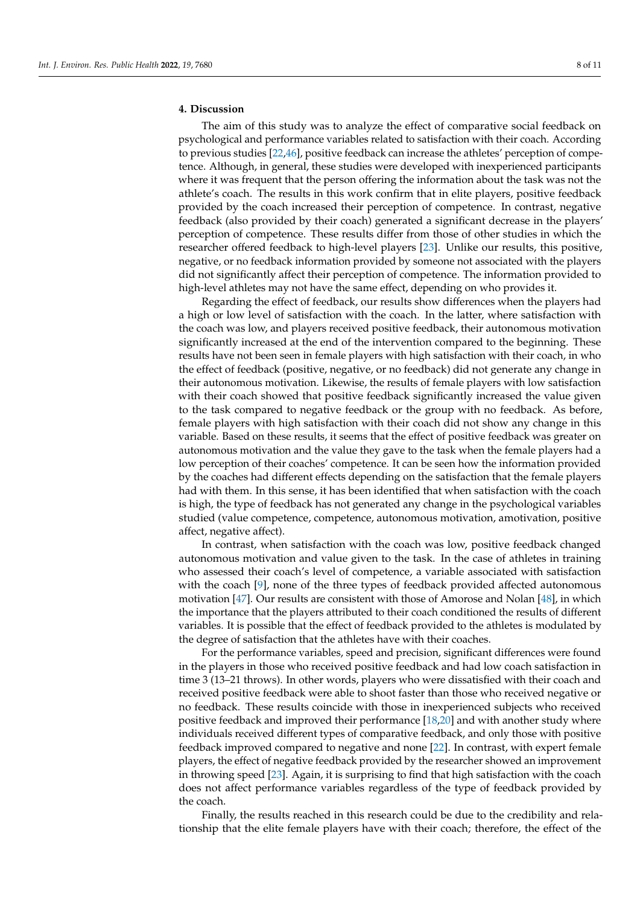## 4. Discussion

The aim of this study was to analyze the effect of comparative social feedback on psychological and performance variables related to satisfaction with their coach. According to previous studies [22,46], positive feedback can increase the athletes' perception of competence. Although, in general, these studies were developed with inexperienced participants where it was frequent that the person offering the information about the task was not the athlete's coach. The results in this work confirm that in elite players, positive feedback provided by the coach increased their perception of competence. In contrast, negative feedback (also provided by their coach) generated a significant decrease in the players' perception of competence. These results differ from those of other studies in which the researcher offered feedback to high-level players [23]. Unlike our results, this positive, negative, or no feedback information provided by someone not associated with the players did not significantly affect their perception of competence. The information provided to high-level athletes may not have the same effect, depending on who provides it.

Regarding the effect of feedback, our results show differences when the players had a high or low level of satisfaction with the coach. In the latter, where satisfaction with the coach was low, and players received positive feedback, their autonomous motivation significantly increased at the end of the intervention compared to the beginning. These results have not been seen in female players with high satisfaction with their coach, in who the effect of feedback (positive, negative, or no feedback) did not generate any change in their autonomous motivation. Likewise, the results of female players with low satisfaction with their coach showed that positive feedback significantly increased the value given to the task compared to negative feedback or the group with no feedback. As before, female players with high satisfaction with their coach did not show any change in this variable. Based on these results, it seems that the effect of positive feedback was greater on autonomous motivation and the value they gave to the task when the female players had a low perception of their coaches' competence. It can be seen how the information provided by the coaches had different effects depending on the satisfaction that the female players had with them. In this sense, it has been identified that when satisfaction with the coach is high, the type of feedback has not generated any change in the psychological variables studied (value competence, competence, autonomous motivation, amotivation, positive affect, negative affect).

In contrast, when satisfaction with the coach was low, positive feedback changed autonomous motivation and value given to the task. In the case of athletes in training who assessed their coach's level of competence, a variable associated with satisfaction with the coach [9], none of the three types of feedback provided affected autonomous motivation [47]. Our results are consistent with those of Amorose and Nolan [48], in which the importance that the players attributed to their coach conditioned the results of different variables. It is possible that the effect of feedback provided to the athletes is modulated by the degree of satisfaction that the athletes have with their coaches.

For the performance variables, speed and precision, significant differences were found in the players in those who received positive feedback and had low coach satisfaction in time 3 (13–21 throws). In other words, players who were dissatisfied with their coach and received positive feedback were able to shoot faster than those who received negative or no feedback. These results coincide with those in inexperienced subjects who received positive feedback and improved their performance [18,20] and with another study where individuals received different types of comparative feedback, and only those with positive feedback improved compared to negative and none [22]. In contrast, with expert female players, the effect of negative feedback provided by the researcher showed an improvement in throwing speed [23]. Again, it is surprising to find that high satisfaction with the coach does not affect performance variables regardless of the type of feedback provided by the coach.

Finally, the results reached in this research could be due to the credibility and relationship that the elite female players have with their coach; therefore, the effect of the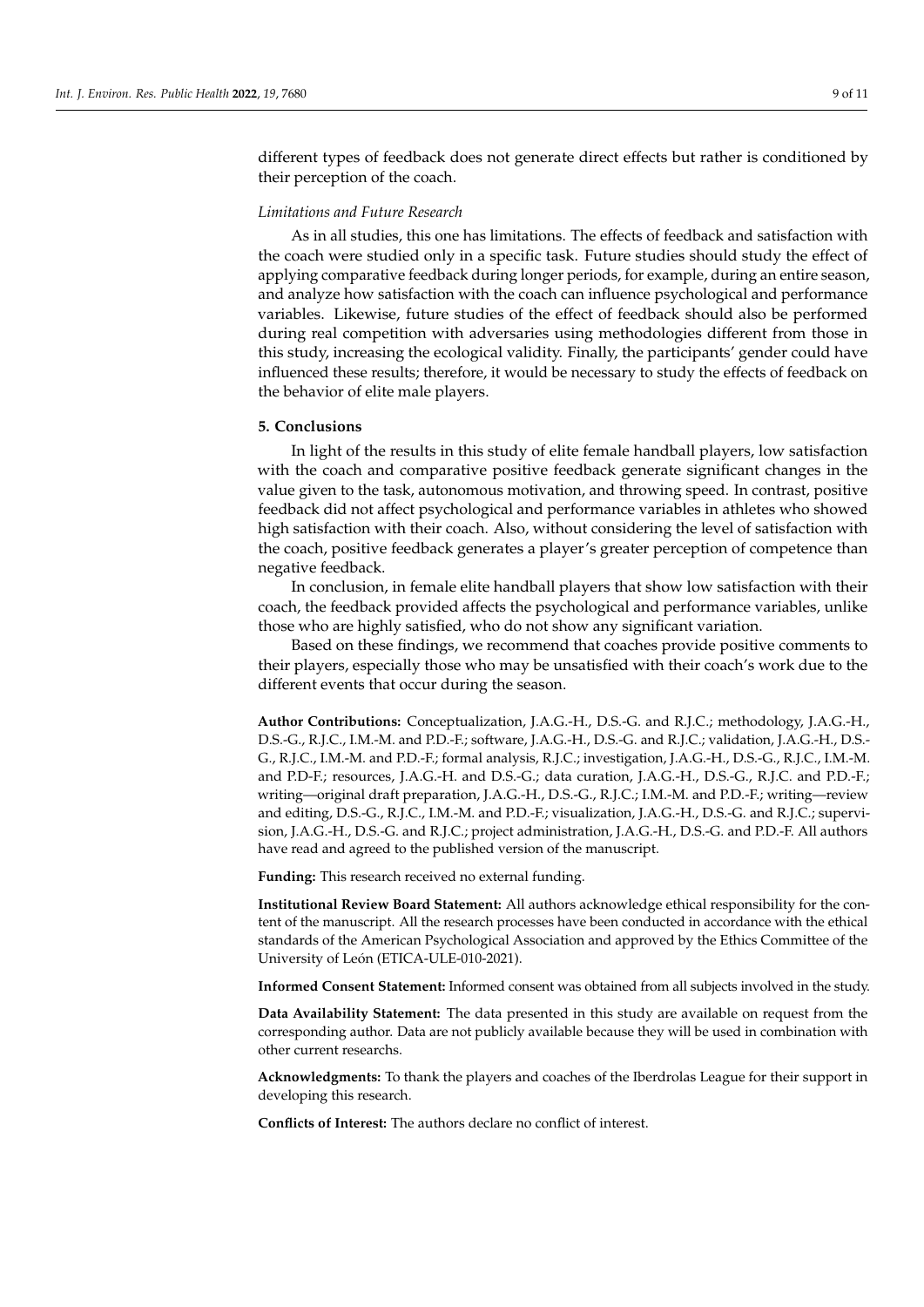different types of feedback does not generate direct effects but rather is conditioned by their perception of the coach.

*Limitations and Future Research*

As in all studies, this one has limitations. The effects of feedback and satisfaction with the coach were studied only in a specific task. Future studies should study the effect of applying comparative feedback during longer periods, for example, during an entire season, and analyze how satisfaction with the coach can influence psychological and performance variables. Likewise, future studies of the effect of feedback should also be performed during real competition with adversaries using methodologies different from those in this study, increasing the ecological validity. Finally, the participants' gender could have influenced these results; therefore, it would be necessary to study the effects of feedback on the behavior of elite male players.

## 5. Conclusions

In light of the results in this study of elite female handball players, low satisfaction with the coach and comparative positive feedback generate significant changes in the value given to the task, autonomous motivation, and throwing speed. In contrast, positive feedback did not affect psychological and performance variables in athletes who showed high satisfaction with their coach. Also, without considering the level of satisfaction with the coach, positive feedback generates a player's greater perception of competence than negative feedback.

In conclusion, in female elite handball players that show low satisfaction with their coach, the feedback provided affects the psychological and performance variables, unlike those who are highly satisfied, who do not show any significant variation.

Based on these findings, we recommend that coaches provide positive comments to their players, especially those who may be unsatisfied with their coach's work due to the different events that occur during the season.

**Author Contributions:** Conceptualization, J.A.G.-H., D.S.-G. and R.J.C.; methodology, J.A.G.-H., D.S.-G., R.J.C., I.M.-M. and P.D.-F.; software, J.A.G.-H., D.S.-G. and R.J.C.; validation, J.A.G.-H., D.S.-G., R.J.C., I.M.-M. and P.D.-F.; formal analysis, R.J.C.; investigation, J.A.G.-H., D.S.-G., R.J.C., I.M.-M. and P.D-F.; resources, J.A.G.-H. and D.S.-G.; data curation, J.A.G.-H., D.S.-G., R.J.C. and P.D.-F.; writing—original draft preparation, J.A.G.-H., D.S.-G., R.J.C.; I.M.-M. and P.D.-F.; writing—review and editing, D.S.-G., R.J.C., I.M.-M. and P.D.-F.; visualization, J.A.G.-H., D.S.-G. and R.J.C.; supervision, J.A.G.-H., D.S.-G. and R.J.C.; project administration, J.A.G.-H., D.S.-G. and P.D.-F. All authors have read and agreed to the published version of the manuscript.

**Funding:** This research received no external funding.

**Institutional Review Board Statement:** All authors acknowledge ethical responsibility for the content of the manuscript. All the research processes have been conducted in accordance with the ethical standards of the American Psychological Association and approved by the Ethics Committee of the University of León (ETICA-ULE-010-2021).

**Informed Consent Statement:** Informed consent was obtained from all subjects involved in the study.

**Data Availability Statement:** The data presented in this study are available on request from the corresponding author. Data are not publicly available because they will be used in combination with other current researchs.

**Acknowledgments:** To thank the players and coaches of the Iberdrolas League for their support in developing this research.

**Conflicts of Interest:** The authors declare no conflict of interest.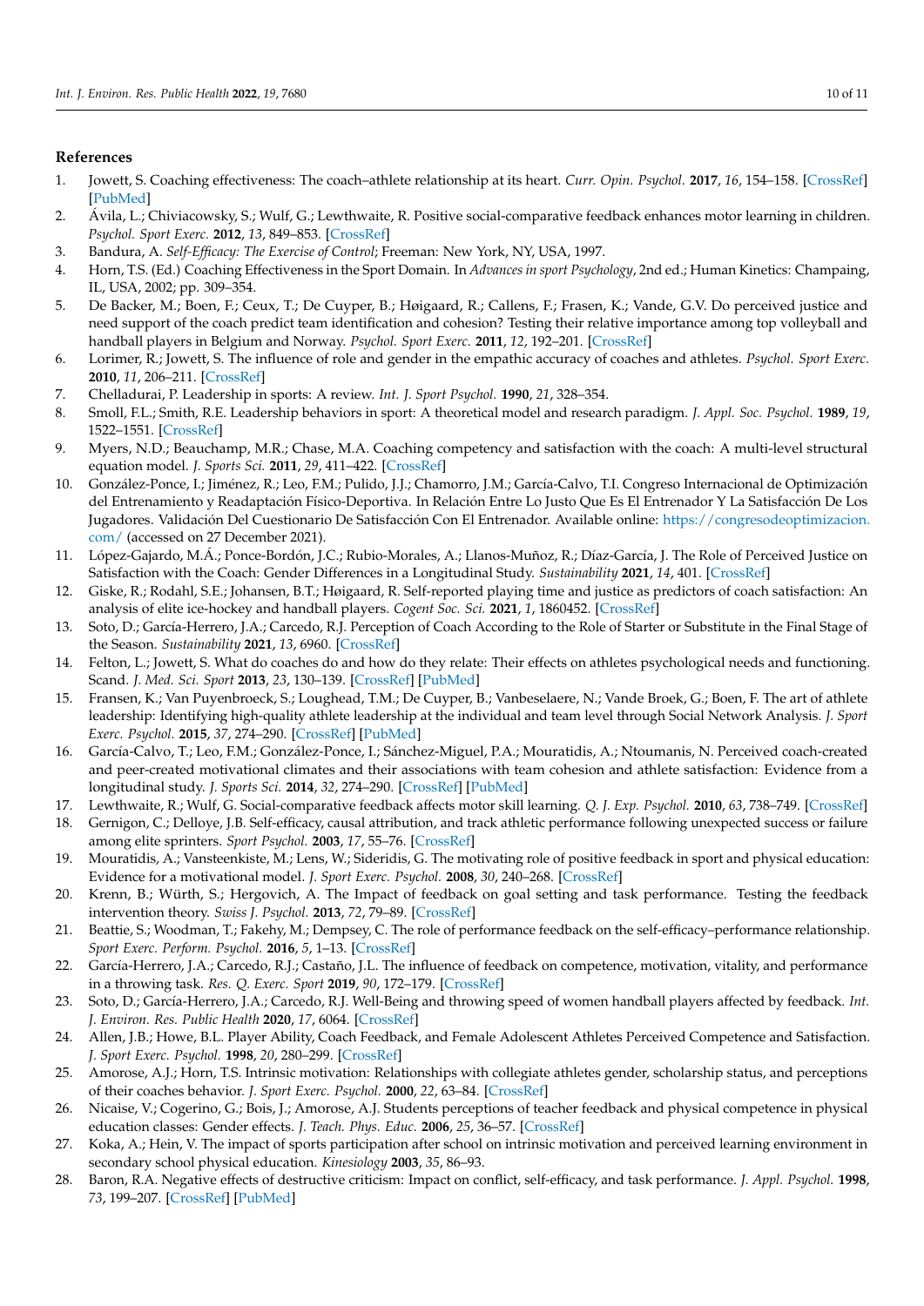## References

1. Jowett, S. Coaching effectiveness: The coach–athlete relationship at its heart. *Curr. Opin. Psychol.* **2017**, *16*, 154–158. [CrossRef] [PubMed]
2. Ávila, L.; Chiviacowsky, S.; Wulf, G.; Lewthwaite, R. Positive social-comparative feedback enhances motor learning in children. *Psychol. Sport Exerc.* **2012**, *13*, 849–853. [CrossRef]
3. Bandura, A. *Self-Efficacy: The Exercise of Control*; Freeman: New York, NY, USA, 1997.
4. Horn, T.S. (Ed.) Coaching Effectiveness in the Sport Domain. In *Advances in sport Psychology*, 2nd ed.; Human Kinetics: Champaing, IL, USA, 2002; pp. 309–354.
5. De Backer, M.; Boen, F.; Ceux, T.; De Cuyper, B.; Høigaard, R.; Callens, F.; Frasen, K.; Vande, G.V. Do perceived justice and need support of the coach predict team identification and cohesion? Testing their relative importance among top volleyball and handball players in Belgium and Norway. *Psychol. Sport Exerc.* **2011**, *12*, 192–201. [CrossRef]
6. Lorimer, R.; Jowett, S. The influence of role and gender in the empathic accuracy of coaches and athletes. *Psychol. Sport Exerc.* **2010**, *11*, 206–211. [CrossRef]
7. Chelladurai, P. Leadership in sports: A review. *Int. J. Sport Psychol.* **1990**, *21*, 328–354.
8. Smoll, F.L.; Smith, R.E. Leadership behaviors in sport: A theoretical model and research paradigm. *J. Appl. Soc. Psychol.* **1989**, *19*, 1522–1551. [CrossRef]
9. Myers, N.D.; Beauchamp, M.R.; Chase, M.A. Coaching competency and satisfaction with the coach: A multi-level structural equation model. *J. Sports Sci.* **2011**, *29*, 411–422. [CrossRef]
10. González-Ponce, I.; Jiménez, R.; Leo, F.M.; Pulido, J.J.; Chamorro, J.M.; García-Calvo, T.I. Congreso Internacional de Optimización del Entrenamiento y Readaptación Físico-Deportiva. In Relación Entre Lo Justo Que Es El Entrenador Y La Satisfacción De Los Jugadores. Validación Del Cuestionario De Satisfacción Con El Entrenador. Available online: https://congresodeoptimizacion.com/ (accessed on 27 December 2021).
11. López-Gajardo, M.Á.; Ponce-Bordón, J.C.; Rubio-Morales, A.; Llanos-Muñoz, R.; Díaz-García, J. The Role of Perceived Justice on Satisfaction with the Coach: Gender Differences in a Longitudinal Study. *Sustainability* **2021**, *14*, 401. [CrossRef]
12. Giske, R.; Rodahl, S.E.; Johansen, B.T.; Høigaard, R. Self-reported playing time and justice as predictors of coach satisfaction: An analysis of elite ice-hockey and handball players. *Cogent Soc. Sci.* **2021**, *1*, 1860452. [CrossRef]
13. Soto, D.; García-Herrero, J.A.; Carcedo, R.J. Perception of Coach According to the Role of Starter or Substitute in the Final Stage of the Season. *Sustainability* **2021**, *13*, 6960. [CrossRef]
14. Felton, L.; Jowett, S. What do coaches do and how do they relate: Their effects on athletes psychological needs and functioning. Scand. *J. Med. Sci. Sport* **2013**, *23*, 130–139. [CrossRef] [PubMed]
15. Fransen, K.; Van Puyenbroeck, S.; Loughead, T.M.; De Cuyper, B.; Vanbeselaere, N.; Vande Broek, G.; Boen, F. The art of athlete leadership: Identifying high-quality athlete leadership at the individual and team level through Social Network Analysis. *J. Sport Exerc. Psychol.* **2015**, *37*, 274–290. [CrossRef] [PubMed]
16. García-Calvo, T.; Leo, F.M.; González-Ponce, I.; Sánchez-Miguel, P.A.; Mouratidis, A.; Ntoumanis, N. Perceived coach-created and peer-created motivational climates and their associations with team cohesion and athlete satisfaction: Evidence from a longitudinal study. *J. Sports Sci.* **2014**, *32*, 274–290. [CrossRef] [PubMed]
17. Lewthwaite, R.; Wulf, G. Social-comparative feedback affects motor skill learning. *Q. J. Exp. Psychol.* **2010**, *63*, 738–749. [CrossRef]
18. Gernigon, C.; Delloye, J.B. Self-efficacy, causal attribution, and track athletic performance following unexpected success or failure among elite sprinters. *Sport Psychol.* **2003**, *17*, 55–76. [CrossRef]
19. Mouratidis, A.; Vansteenkiste, M.; Lens, W.; Sideridis, G. The motivating role of positive feedback in sport and physical education: Evidence for a motivational model. *J. Sport Exerc. Psychol.* **2008**, *30*, 240–268. [CrossRef]
20. Krenn, B.; Würth, S.; Hergovich, A. The Impact of feedback on goal setting and task performance. Testing the feedback intervention theory. *Swiss J. Psychol.* **2013**, *72*, 79–89. [CrossRef]
21. Beattie, S.; Woodman, T.; Fakehy, M.; Dempsey, C. The role of performance feedback on the self-efficacy–performance relationship. *Sport Exerc. Perform. Psychol.* **2016**, *5*, 1–13. [CrossRef]
22. García-Herrero, J.A.; Carcedo, R.J.; Castaño, J.L. The influence of feedback on competence, motivation, vitality, and performance in a throwing task. *Res. Q. Exerc. Sport* **2019**, *90*, 172–179. [CrossRef]
23. Soto, D.; García-Herrero, J.A.; Carcedo, R.J. Well-Being and throwing speed of women handball players affected by feedback. *Int. J. Environ. Res. Public Health* **2020**, *17*, 6064. [CrossRef]
24. Allen, J.B.; Howe, B.L. Player Ability, Coach Feedback, and Female Adolescent Athletes Perceived Competence and Satisfaction. *J. Sport Exerc. Psychol.* **1998**, *20*, 280–299. [CrossRef]
25. Amorose, A.J.; Horn, T.S. Intrinsic motivation: Relationships with collegiate athletes gender, scholarship status, and perceptions of their coaches behavior. *J. Sport Exerc. Psychol.* **2000**, *22*, 63–84. [CrossRef]
26. Nicaise, V.; Cogerino, G.; Bois, J.; Amorose, A.J. Students perceptions of teacher feedback and physical competence in physical education classes: Gender effects. *J. Teach. Phys. Educ.* **2006**, *25*, 36–57. [CrossRef]
27. Koka, A.; Hein, V. The impact of sports participation after school on intrinsic motivation and perceived learning environment in secondary school physical education. *Kinesiology* **2003**, *35*, 86–93.
28. Baron, R.A. Negative effects of destructive criticism: Impact on conflict, self-efficacy, and task performance. *J. Appl. Psychol.* **1998**, *73*, 199–207. [CrossRef] [PubMed]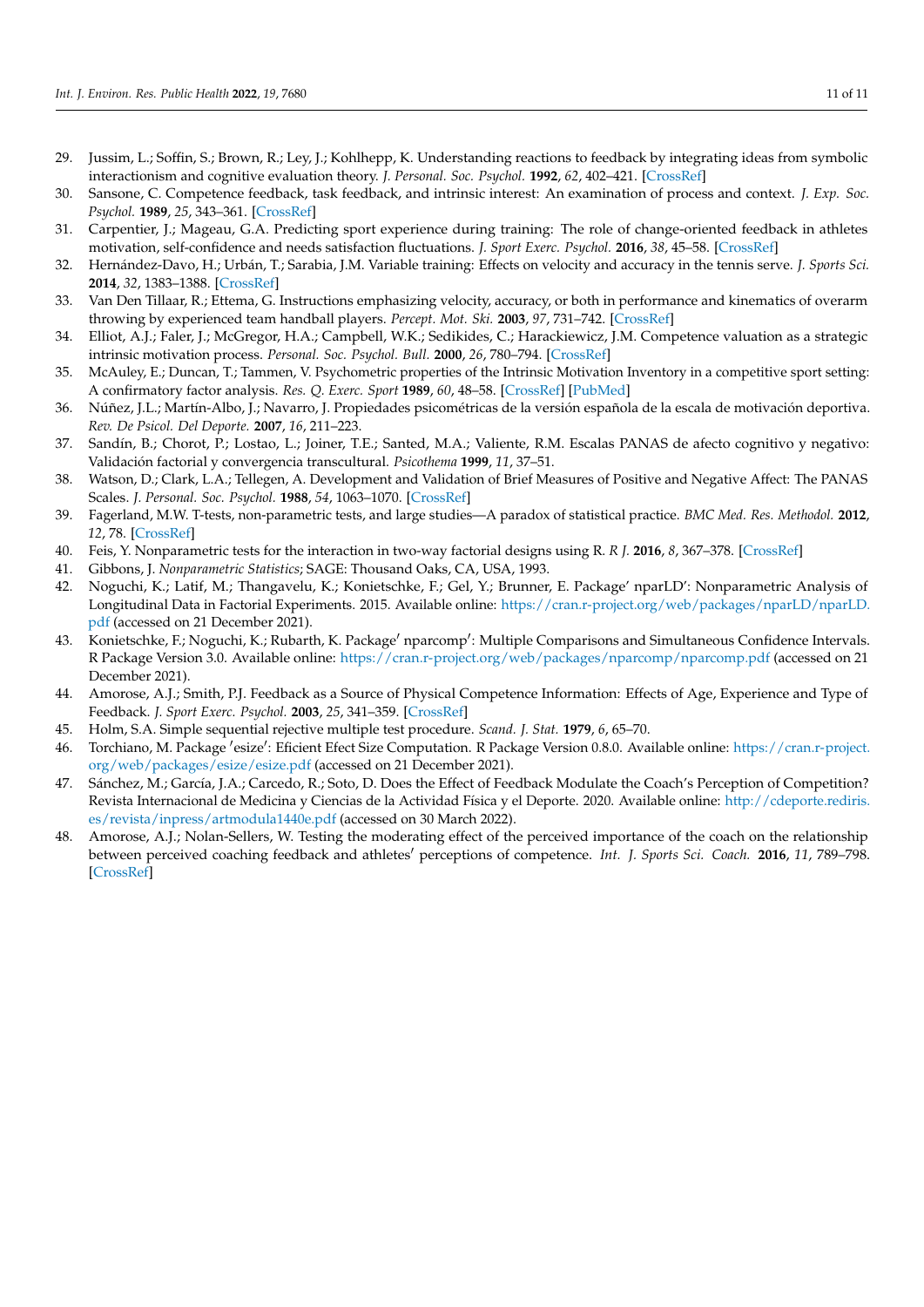29. Jussim, L.; Soffin, S.; Brown, R.; Ley, J.; Kohlhepp, K. Understanding reactions to feedback by integrating ideas from symbolic interactionism and cognitive evaluation theory. *J. Personal. Soc. Psychol.* **1992**, *62*, 402–421. [CrossRef]
30. Sansone, C. Competence feedback, task feedback, and intrinsic interest: An examination of process and context. *J. Exp. Soc. Psychol.* **1989**, *25*, 343–361. [CrossRef]
31. Carpentier, J.; Mageau, G.A. Predicting sport experience during training: The role of change-oriented feedback in athletes motivation, self-confidence and needs satisfaction fluctuations. *J. Sport Exerc. Psychol.* **2016**, *38*, 45–58. [CrossRef]
32. Hernández-Davo, H.; Urbán, T.; Sarabia, J.M. Variable training: Effects on velocity and accuracy in the tennis serve. *J. Sports Sci.* **2014**, *32*, 1383–1388. [CrossRef]
33. Van Den Tillaar, R.; Ettema, G. Instructions emphasizing velocity, accuracy, or both in performance and kinematics of overarm throwing by experienced team handball players. *Percept. Mot. Ski.* **2003**, *97*, 731–742. [CrossRef]
34. Elliot, A.J.; Faler, J.; McGregor, H.A.; Campbell, W.K.; Sedikides, C.; Harackiewicz, J.M. Competence valuation as a strategic intrinsic motivation process. *Personal. Soc. Psychol. Bull.* **2000**, *26*, 780–794. [CrossRef]
35. McAuley, E.; Duncan, T.; Tammen, V. Psychometric properties of the Intrinsic Motivation Inventory in a competitive sport setting: A confirmatory factor analysis. *Res. Q. Exerc. Sport* **1989**, *60*, 48–58. [CrossRef] [PubMed]
36. Núñez, J.L.; Martín-Albo, J.; Navarro, J. Propiedades psicométricas de la versión española de la escala de motivación deportiva. *Rev. De Psicol. Del Deporte.* **2007**, *16*, 211–223.
37. Sandín, B.; Chorot, P.; Lostao, L.; Joiner, T.E.; Santed, M.A.; Valiente, R.M. Escalas PANAS de afecto cognitivo y negativo: Validación factorial y convergencia transcultural. *Psicothema* **1999**, *11*, 37–51.
38. Watson, D.; Clark, L.A.; Tellegen, A. Development and Validation of Brief Measures of Positive and Negative Affect: The PANAS Scales. *J. Personal. Soc. Psychol.* **1988**, *54*, 1063–1070. [CrossRef]
39. Fagerland, M.W. T-tests, non-parametric tests, and large studies—A paradox of statistical practice. *BMC Med. Res. Methodol.* **2012**, *12*, 78. [CrossRef]
40. Feis, Y. Nonparametric tests for the interaction in two-way factorial designs using R. *R J.* **2016**, *8*, 367–378. [CrossRef]
41. Gibbons, J. *Nonparametric Statistics*; SAGE: Thousand Oaks, CA, USA, 1993.
42. Noguchi, K.; Latif, M.; Thangavelu, K.; Konietschke, F.; Gel, Y.; Brunner, E. Package' nparLD': Nonparametric Analysis of Longitudinal Data in Factorial Experiments. 2015. Available online: https://cran.r-project.org/web/packages/nparLD/nparLD.pdf (accessed on 21 December 2021).
43. Konietschke, F.; Noguchi, K.; Rubarth, K. Package′ nparcomp′: Multiple Comparisons and Simultaneous Confidence Intervals. R Package Version 3.0. Available online: https://cran.r-project.org/web/packages/nparcomp/nparcomp.pdf (accessed on 21 December 2021).
44. Amorose, A.J.; Smith, P.J. Feedback as a Source of Physical Competence Information: Effects of Age, Experience and Type of Feedback. *J. Sport Exerc. Psychol.* **2003**, *25*, 341–359. [CrossRef]
45. Holm, S.A. Simple sequential rejective multiple test procedure. *Scand. J. Stat.* **1979**, *6*, 65–70.
46. Torchiano, M. Package ′esize′: Eficient Effect Size Computation. R Package Version 0.8.0. Available online: https://cran.r-project.org/web/packages/esize/esize.pdf (accessed on 21 December 2021).
47. Sánchez, M.; García, J.A.; Carcedo, R.; Soto, D. Does the Effect of Feedback Modulate the Coach's Perception of Competition? Revista Internacional de Medicina y Ciencias de la Actividad Física y el Deporte. 2020. Available online: http://cdeporte.rediris.es/revista/inpress/artmodula1440e.pdf (accessed on 30 March 2022).
48. Amorose, A.J.; Nolan-Sellers, W. Testing the moderating effect of the perceived importance of the coach on the relationship between perceived coaching feedback and athletes′ perceptions of competence. *Int. J. Sports Sci. Coach.* **2016**, *11*, 789–798. [CrossRef]